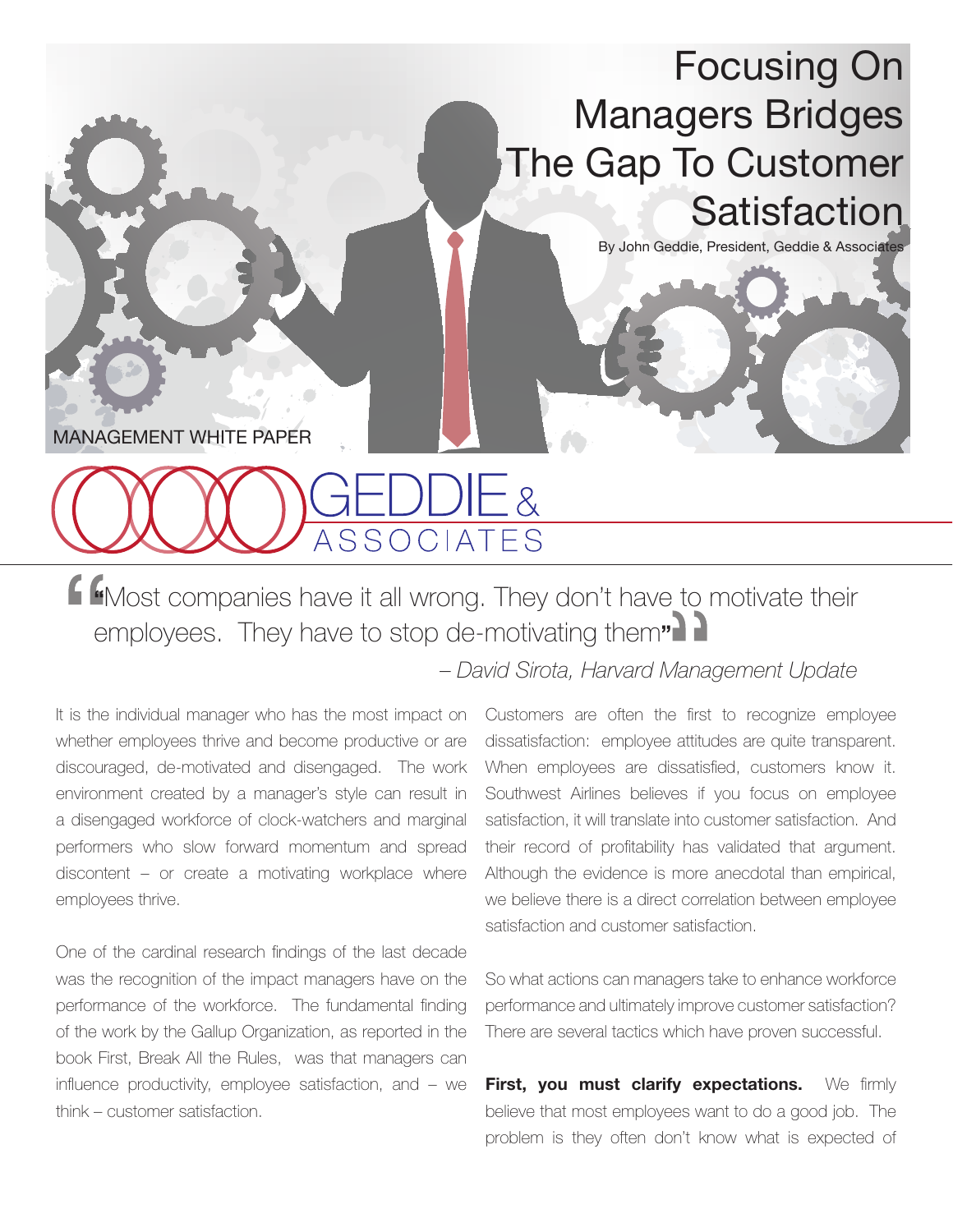# Focusing On Managers Bridges The Gap To Customer Satisfaction

By John Geddie, President, Geddie & Associates

MANAGEMENT WHITE PAPER

GEDDIE & ASSOCIATES

> "Most companies have it all wrong. They don't have to motivate their employees. They have to stop de-motivating them"
>
> *– David Sirota, Harvard Management Update*

It is the individual manager who has the most impact on whether employees thrive and become productive or are discouraged, de-motivated and disengaged. The work environment created by a manager's style can result in a disengaged workforce of clock-watchers and marginal performers who slow forward momentum and spread discontent – or create a motivating workplace where employees thrive.

One of the cardinal research findings of the last decade was the recognition of the impact managers have on the performance of the workforce. The fundamental finding of the work by the Gallup Organization, as reported in the book First, Break All the Rules, was that managers can influence productivity, employee satisfaction, and – we think – customer satisfaction.

Customers are often the first to recognize employee dissatisfaction: employee attitudes are quite transparent. When employees are dissatisfied, customers know it. Southwest Airlines believes if you focus on employee satisfaction, it will translate into customer satisfaction. And their record of profitability has validated that argument. Although the evidence is more anecdotal than empirical, we believe there is a direct correlation between employee satisfaction and customer satisfaction.

So what actions can managers take to enhance workforce performance and ultimately improve customer satisfaction? There are several tactics which have proven successful.

**First, you must clarify expectations.** We firmly believe that most employees want to do a good job. The problem is they often don't know what is expected of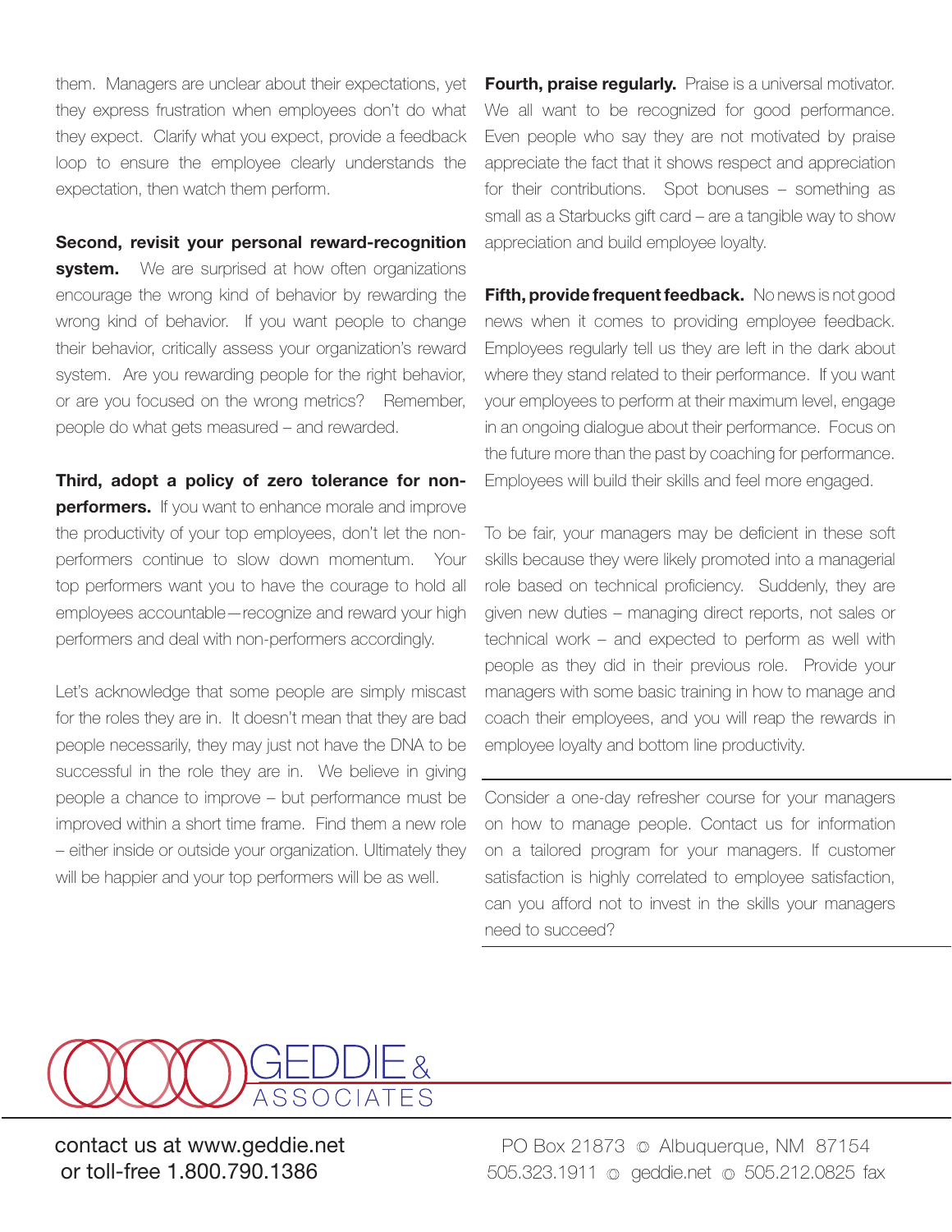them. Managers are unclear about their expectations, yet they express frustration when employees don't do what they expect. Clarify what you expect, provide a feedback loop to ensure the employee clearly understands the expectation, then watch them perform.

**Second, revisit your personal reward-recognition system.** We are surprised at how often organizations encourage the wrong kind of behavior by rewarding the wrong kind of behavior. If you want people to change their behavior, critically assess your organization's reward system. Are you rewarding people for the right behavior, or are you focused on the wrong metrics? Remember, people do what gets measured – and rewarded.

**Third, adopt a policy of zero tolerance for non-performers.** If you want to enhance morale and improve the productivity of your top employees, don't let the non-performers continue to slow down momentum. Your top performers want you to have the courage to hold all employees accountable—recognize and reward your high performers and deal with non-performers accordingly.

Let's acknowledge that some people are simply miscast for the roles they are in. It doesn't mean that they are bad people necessarily, they may just not have the DNA to be successful in the role they are in. We believe in giving people a chance to improve – but performance must be improved within a short time frame. Find them a new role – either inside or outside your organization. Ultimately they will be happier and your top performers will be as well.

**Fourth, praise regularly.** Praise is a universal motivator. We all want to be recognized for good performance. Even people who say they are not motivated by praise appreciate the fact that it shows respect and appreciation for their contributions. Spot bonuses – something as small as a Starbucks gift card – are a tangible way to show appreciation and build employee loyalty.

**Fifth, provide frequent feedback.** No news is not good news when it comes to providing employee feedback. Employees regularly tell us they are left in the dark about where they stand related to their performance. If you want your employees to perform at their maximum level, engage in an ongoing dialogue about their performance. Focus on the future more than the past by coaching for performance. Employees will build their skills and feel more engaged.

To be fair, your managers may be deficient in these soft skills because they were likely promoted into a managerial role based on technical proficiency. Suddenly, they are given new duties – managing direct reports, not sales or technical work – and expected to perform as well with people as they did in their previous role. Provide your managers with some basic training in how to manage and coach their employees, and you will reap the rewards in employee loyalty and bottom line productivity.

---

Consider a one-day refresher course for your managers on how to manage people. Contact us for information on a tailored program for your managers. If customer satisfaction is highly correlated to employee satisfaction, can you afford not to invest in the skills your managers need to succeed?

---

GEDDIE & ASSOCIATES

contact us at www.geddie.net
or toll-free 1.800.790.1386

PO Box 21873 ◎ Albuquerque, NM 87154
505.323.1911 ◎ geddie.net ◎ 505.212.0825 fax